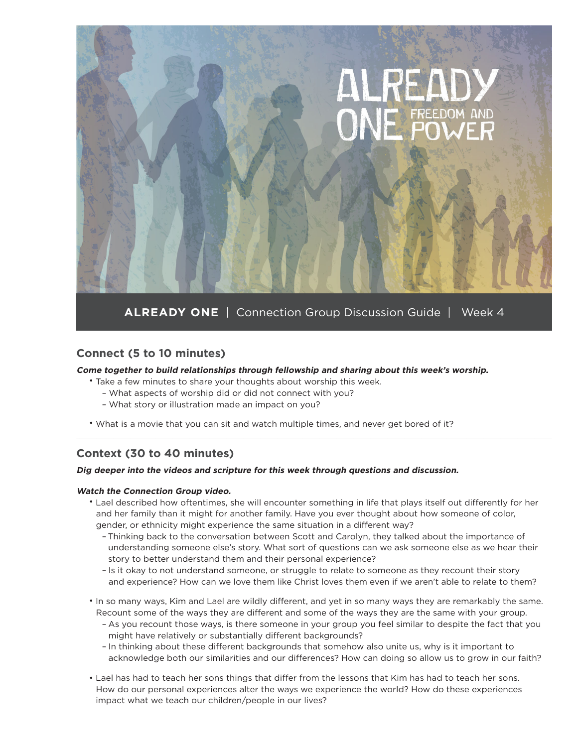ALREADY ONE FREEDOM AND POWER

**ALREADY ONE** | Connection Group Discussion Guide | Week 4

## Connect (5 to 10 minutes)

***Come together to build relationships through fellowship and sharing about this week's worship.***

- Take a few minutes to share your thoughts about worship this week.
  - What aspects of worship did or did not connect with you?
  - What story or illustration made an impact on you?
- What is a movie that you can sit and watch multiple times, and never get bored of it?

---

## Context (30 to 40 minutes)

***Dig deeper into the videos and scripture for this week through questions and discussion.***

***Watch the Connection Group video.***

- Lael described how oftentimes, she will encounter something in life that plays itself out differently for her and her family than it might for another family. Have you ever thought about how someone of color, gender, or ethnicity might experience the same situation in a different way?
  - Thinking back to the conversation between Scott and Carolyn, they talked about the importance of understanding someone else's story. What sort of questions can we ask someone else as we hear their story to better understand them and their personal experience?
  - Is it okay to not understand someone, or struggle to relate to someone as they recount their story and experience? How can we love them like Christ loves them even if we aren't able to relate to them?
- In so many ways, Kim and Lael are wildly different, and yet in so many ways they are remarkably the same. Recount some of the ways they are different and some of the ways they are the same with your group.
  - As you recount those ways, is there someone in your group you feel similar to despite the fact that you might have relatively or substantially different backgrounds?
  - In thinking about these different backgrounds that somehow also unite us, why is it important to acknowledge both our similarities and our differences? How can doing so allow us to grow in our faith?
- Lael has had to teach her sons things that differ from the lessons that Kim has had to teach her sons. How do our personal experiences alter the ways we experience the world? How do these experiences impact what we teach our children/people in our lives?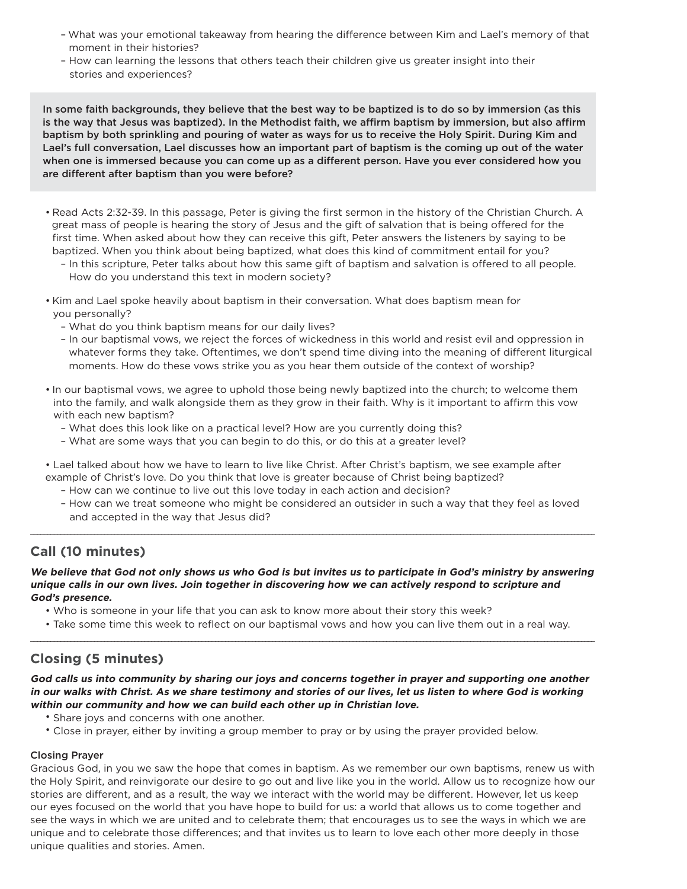- What was your emotional takeaway from hearing the difference between Kim and Lael's memory of that moment in their histories?
  - How can learning the lessons that others teach their children give us greater insight into their stories and experiences?

**In some faith backgrounds, they believe that the best way to be baptized is to do so by immersion (as this is the way that Jesus was baptized). In the Methodist faith, we affirm baptism by immersion, but also affirm baptism by both sprinkling and pouring of water as ways for us to receive the Holy Spirit. During Kim and Lael's full conversation, Lael discusses how an important part of baptism is the coming up out of the water when one is immersed because you can come up as a different person. Have you ever considered how you are different after baptism than you were before?**

- Read Acts 2:32-39. In this passage, Peter is giving the first sermon in the history of the Christian Church. A great mass of people is hearing the story of Jesus and the gift of salvation that is being offered for the first time. When asked about how they can receive this gift, Peter answers the listeners by saying to be baptized. When you think about being baptized, what does this kind of commitment entail for you?
  - In this scripture, Peter talks about how this same gift of baptism and salvation is offered to all people. How do you understand this text in modern society?

- Kim and Lael spoke heavily about baptism in their conversation. What does baptism mean for you personally?
  - What do you think baptism means for our daily lives?
  - In our baptismal vows, we reject the forces of wickedness in this world and resist evil and oppression in whatever forms they take. Oftentimes, we don't spend time diving into the meaning of different liturgical moments. How do these vows strike you as you hear them outside of the context of worship?

- In our baptismal vows, we agree to uphold those being newly baptized into the church; to welcome them into the family, and walk alongside them as they grow in their faith. Why is it important to affirm this vow with each new baptism?
  - What does this look like on a practical level? How are you currently doing this?
  - What are some ways that you can begin to do this, or do this at a greater level?

- Lael talked about how we have to learn to live like Christ. After Christ's baptism, we see example after example of Christ's love. Do you think that love is greater because of Christ being baptized?
  - How can we continue to live out this love today in each action and decision?
  - How can we treat someone who might be considered an outsider in such a way that they feel as loved and accepted in the way that Jesus did?

---

## Call (10 minutes)

***We believe that God not only shows us who God is but invites us to participate in God's ministry by answering unique calls in our own lives. Join together in discovering how we can actively respond to scripture and God's presence.***

- Who is someone in your life that you can ask to know more about their story this week?
- Take some time this week to reflect on our baptismal vows and how you can live them out in a real way.

---

## Closing (5 minutes)

***God calls us into community by sharing our joys and concerns together in prayer and supporting one another in our walks with Christ. As we share testimony and stories of our lives, let us listen to where God is working within our community and how we can build each other up in Christian love.***

- Share joys and concerns with one another.
- Close in prayer, either by inviting a group member to pray or by using the prayer provided below.

### Closing Prayer

Gracious God, in you we saw the hope that comes in baptism. As we remember our own baptisms, renew us with the Holy Spirit, and reinvigorate our desire to go out and live like you in the world. Allow us to recognize how our stories are different, and as a result, the way we interact with the world may be different. However, let us keep our eyes focused on the world that you have hope to build for us: a world that allows us to come together and see the ways in which we are united and to celebrate them; that encourages us to see the ways in which we are unique and to celebrate those differences; and that invites us to learn to love each other more deeply in those unique qualities and stories. Amen.